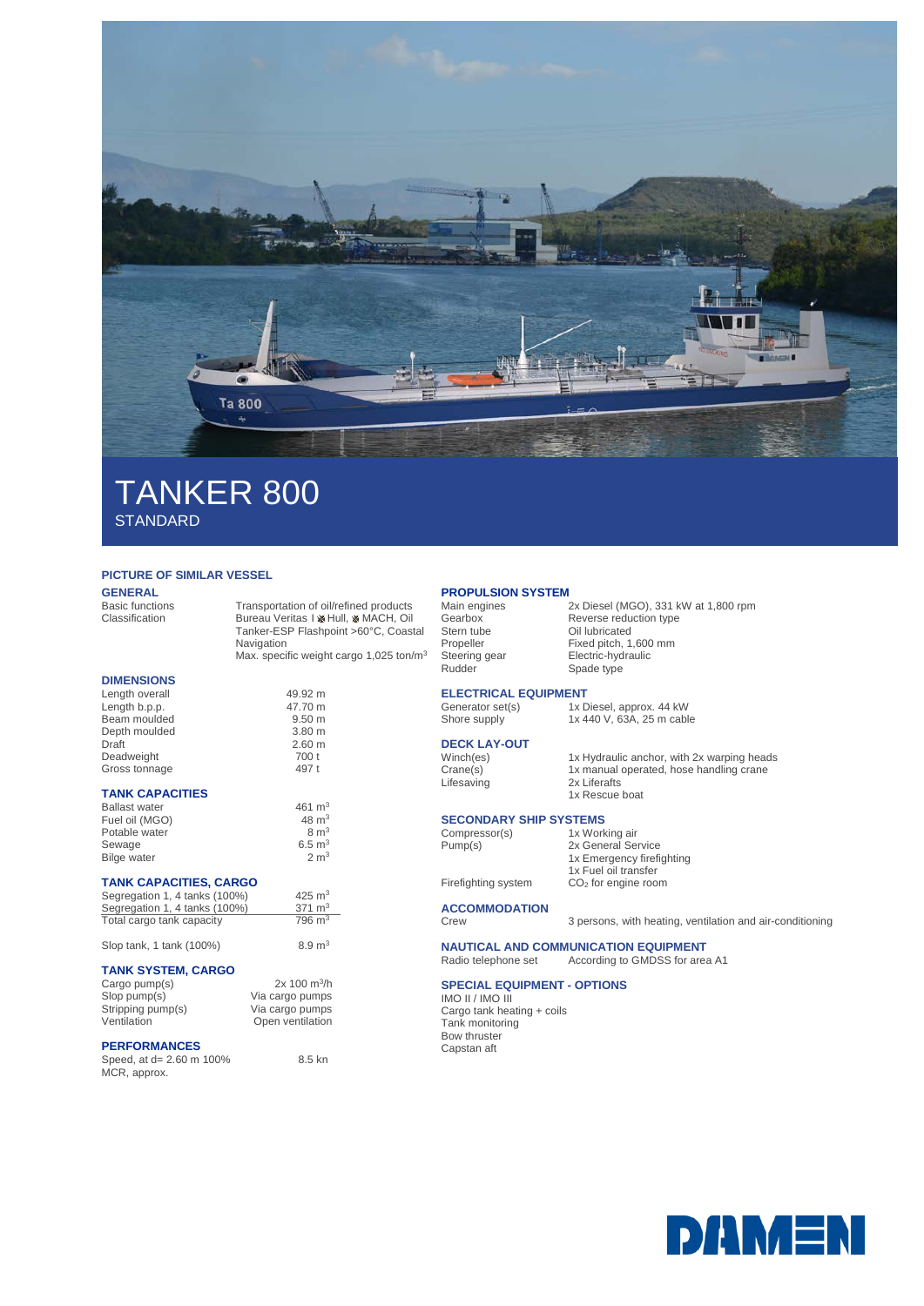# TANKER 800

STANDARD

**PICTURE OF SIMILAR VESSEL**

## GENERAL

| | |
|---|---|
| Basic functions | Transportation of oil/refined products |
| Classification | Bureau Veritas I ✠ Hull, ✠ MACH, Oil Tanker-ESP Flashpoint >60°C, Coastal Navigation<br>Max. specific weight cargo 1,025 ton/m$^3$ |

## DIMENSIONS

| | |
|---|---|
| Length overall | 49.92 m |
| Length b.p.p. | 47.70 m |
| Beam moulded | 9.50 m |
| Depth moulded | 3.80 m |
| Draft | 2.60 m |
| Deadweight | 700 t |
| Gross tonnage | 497 t |

## TANK CAPACITIES

| | |
|---|---|
| Ballast water | 461 m$^3$ |
| Fuel oil (MGO) | 48 m$^3$ |
| Potable water | 8 m$^3$ |
| Sewage | 6.5 m$^3$ |
| Bilge water | 2 m$^3$ |

## TANK CAPACITIES, CARGO

| | |
|---|---|
| Segregation 1, 4 tanks (100%) | 425 m$^3$ |
| Segregation 1, 4 tanks (100%) | 371 m$^3$ |
| Total cargo tank capacity | 796 m$^3$ |
| | |
| Slop tank, 1 tank (100%) | 8.9 m$^3$ |

## TANK SYSTEM, CARGO

| | |
|---|---|
| Cargo pump(s) | 2x 100 m$^3$/h |
| Slop pump(s) | Via cargo pumps |
| Stripping pump(s) | Via cargo pumps |
| Ventilation | Open ventilation |

## PERFORMANCES

| | |
|---|---|
| Speed, at d= 2.60 m 100% MCR, approx. | 8.5 kn |

## PROPULSION SYSTEM

| | |
|---|---|
| Main engines | 2x Diesel (MGO), 331 kW at 1,800 rpm |
| Gearbox | Reverse reduction type |
| Stern tube | Oil lubricated |
| Propeller | Fixed pitch, 1,600 mm |
| Steering gear | Electric-hydraulic |
| Rudder | Spade type |

## ELECTRICAL EQUIPMENT

| | |
|---|---|
| Generator set(s) | 1x Diesel, approx. 44 kW |
| Shore supply | 1x 440 V, 63A, 25 m cable |

## DECK LAY-OUT

| | |
|---|---|
| Winch(es) | 1x Hydraulic anchor, with 2x warping heads |
| Crane(s) | 1x manual operated, hose handling crane |
| Lifesaving | 2x Liferafts<br>1x Rescue boat |

## SECONDARY SHIP SYSTEMS

| | |
|---|---|
| Compressor(s) | 1x Working air |
| Pump(s) | 2x General Service<br>1x Emergency firefighting<br>1x Fuel oil transfer |
| Firefighting system | $CO_2$ for engine room |

## ACCOMMODATION

| | |
|---|---|
| Crew | 3 persons, with heating, ventilation and air-conditioning |

## NAUTICAL AND COMMUNICATION EQUIPMENT

| | |
|---|---|
| Radio telephone set | According to GMDSS for area A1 |

## SPECIAL EQUIPMENT - OPTIONS

IMO II / IMO III
Cargo tank heating + coils
Tank monitoring
Bow thruster
Capstan aft

DAMEN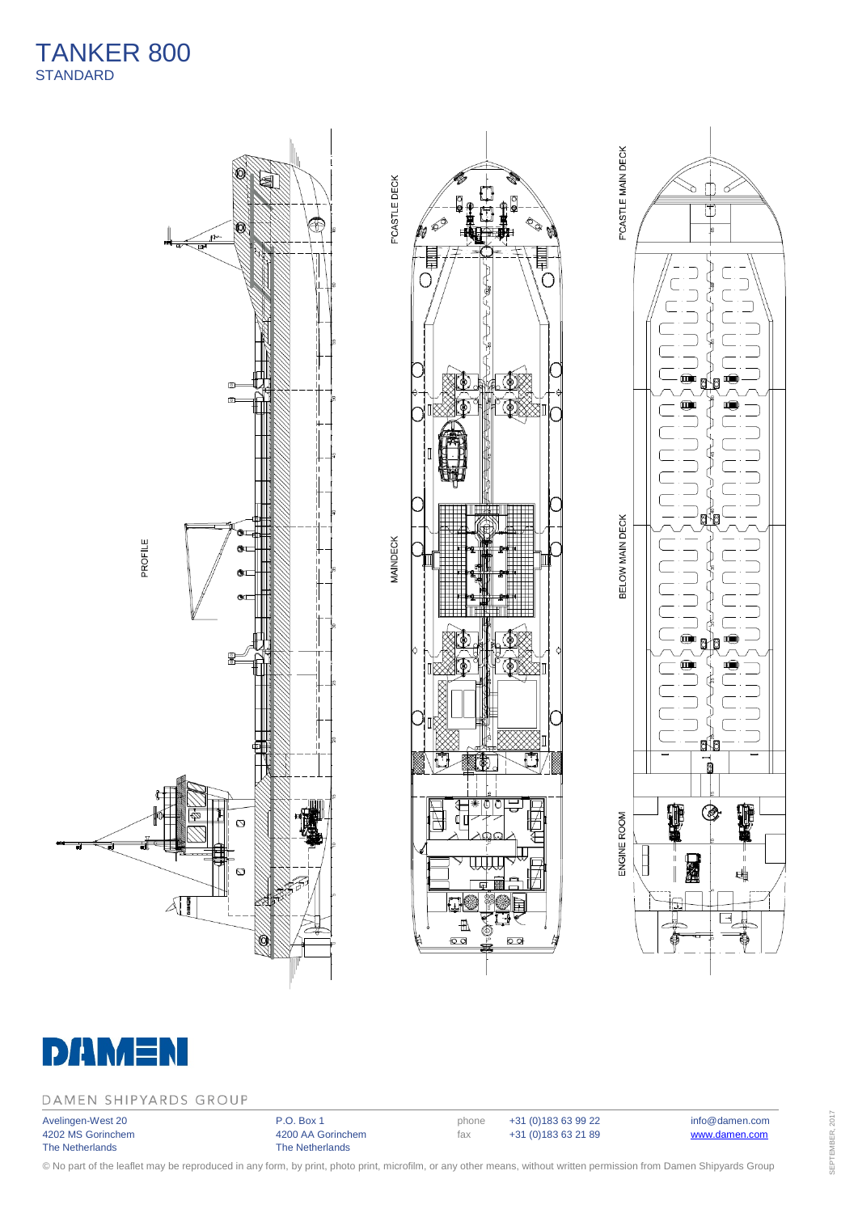# TANKER 800

## STANDARD

PROFILE

F'CASTLE DECK

MAINDECK

F'CASTLE MAIN DECK

BELOW MAIN DECK

ENGINE ROOM

DAMEN

DAMEN SHIPYARDS GROUP

Avelingen-West 20
4202 MS Gorinchem
The Netherlands

P.O. Box 1
4200 AA Gorinchem
The Netherlands

phone +31 (0)183 63 99 22
fax +31 (0)183 63 21 89

info@damen.com
www.damen.com

© No part of the leaflet may be reproduced in any form, by print, photo print, microfilm, or any other means, without written permission from Damen Shipyards Group

SEPTEMBER, 2017